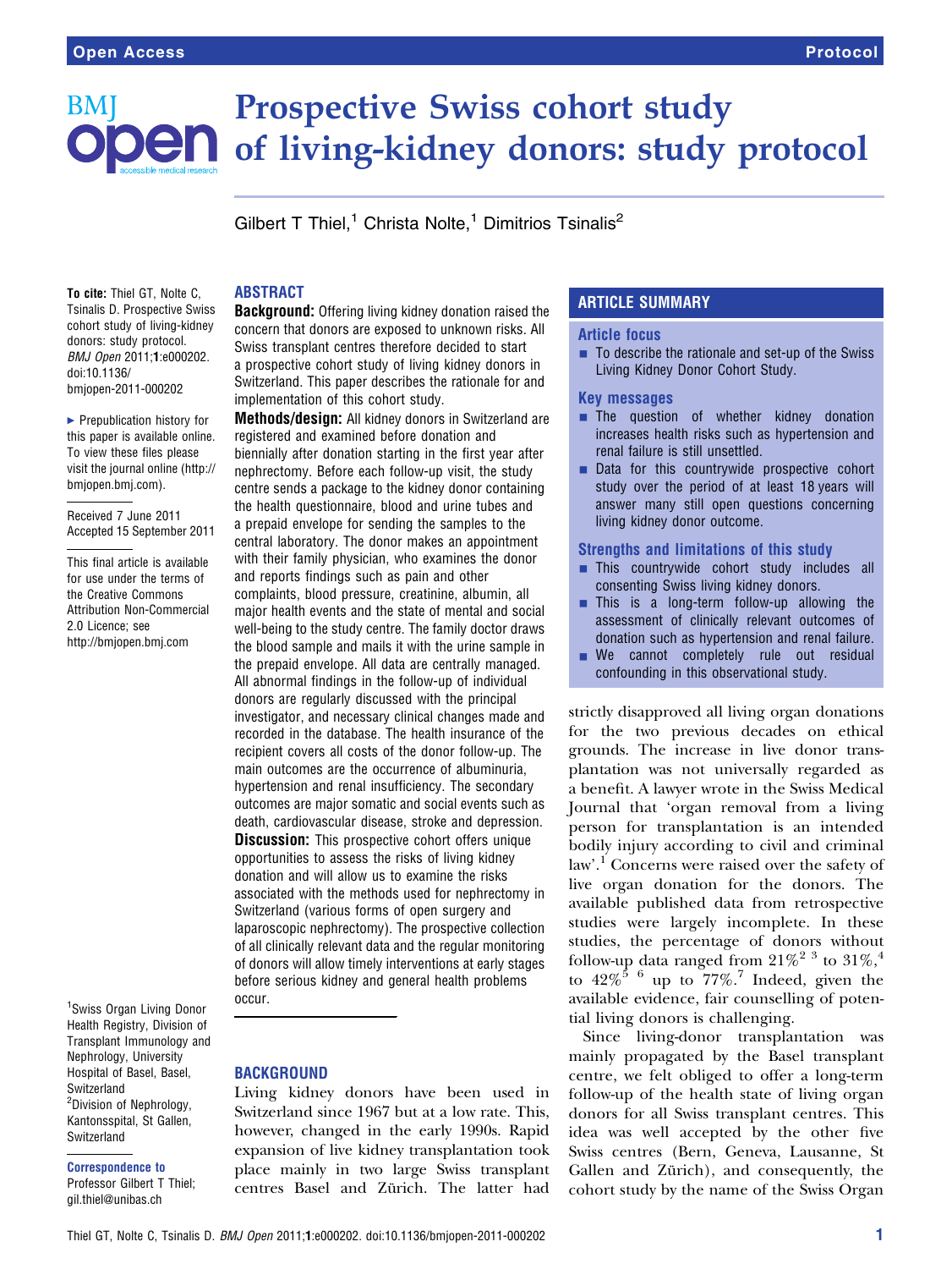# Prospective Swiss cohort study of living-kidney donors: study protocol

Gilbert T Thiel,[1] Christa Nolte,[1] Dimitrios Tsinalis[2]

**To cite:** Thiel GT, Nolte C, Tsinalis D. Prospective Swiss cohort study of living-kidney donors: study protocol. *BMJ Open* 2011;**1**:e000202. doi:10.1136/bmjopen-2011-000202

▶ Prepublication history for this paper is available online. To view these files please visit the journal online (http://bmjopen.bmj.com).

Received 7 June 2011
Accepted 15 September 2011

This final article is available for use under the terms of the Creative Commons Attribution Non-Commercial 2.0 Licence; see http://bmjopen.bmj.com

[1]Swiss Organ Living Donor Health Registry, Division of Transplant Immunology and Nephrology, University Hospital of Basel, Basel, Switzerland
[2]Division of Nephrology, Kantonsspital, St Gallen, Switzerland

**Correspondence to**
Professor Gilbert T Thiel; gil.thiel@unibas.ch

## ABSTRACT

**Background:** Offering living kidney donation raised the concern that donors are exposed to unknown risks. All Swiss transplant centres therefore decided to start a prospective cohort study of living kidney donors in Switzerland. This paper describes the rationale for and implementation of this cohort study.

**Methods/design:** All kidney donors in Switzerland are registered and examined before donation and biennially after donation starting in the first year after nephrectomy. Before each follow-up visit, the study centre sends a package to the kidney donor containing the health questionnaire, blood and urine tubes and a prepaid envelope for sending the samples to the central laboratory. The donor makes an appointment with their family physician, who examines the donor and reports findings such as pain and other complaints, blood pressure, creatinine, albumin, all major health events and the state of mental and social well-being to the study centre. The family doctor draws the blood sample and mails it with the urine sample in the prepaid envelope. All data are centrally managed. All abnormal findings in the follow-up of individual donors are regularly discussed with the principal investigator, and necessary clinical changes made and recorded in the database. The health insurance of the recipient covers all costs of the donor follow-up. The main outcomes are the occurrence of albuminuria, hypertension and renal insufficiency. The secondary outcomes are major somatic and social events such as death, cardiovascular disease, stroke and depression.

**Discussion:** This prospective cohort offers unique opportunities to assess the risks of living kidney donation and will allow us to examine the risks associated with the methods used for nephrectomy in Switzerland (various forms of open surgery and laparoscopic nephrectomy). The prospective collection of all clinically relevant data and the regular monitoring of donors will allow timely interventions at early stages before serious kidney and general health problems occur.

## ARTICLE SUMMARY

### Article focus

- To describe the rationale and set-up of the Swiss Living Kidney Donor Cohort Study.

### Key messages

- The question of whether kidney donation increases health risks such as hypertension and renal failure is still unsettled.
- Data for this countrywide prospective cohort study over the period of at least 18 years will answer many still open questions concerning living kidney donor outcome.

### Strengths and limitations of this study

- This countrywide cohort study includes all consenting Swiss living kidney donors.
- This is a long-term follow-up allowing the assessment of clinically relevant outcomes of donation such as hypertension and renal failure.
- We cannot completely rule out residual confounding in this observational study.

## BACKGROUND

Living kidney donors have been used in Switzerland since 1967 but at a low rate. This, however, changed in the early 1990s. Rapid expansion of live kidney transplantation took place mainly in two large Swiss transplant centres Basel and Zürich. The latter had strictly disapproved all living organ donations for the two previous decades on ethical grounds. The increase in live donor transplantation was not universally regarded as a benefit. A lawyer wrote in the Swiss Medical Journal that 'organ removal from a living person for transplantation is an intended bodily injury according to civil and criminal law'.[1] Concerns were raised over the safety of live organ donation for the donors. The available published data from retrospective studies were largely incomplete. In these studies, the percentage of donors without follow-up data ranged from 21%[2 3] to 31%,[4] to 42%[5 6] up to 77%.[7] Indeed, given the available evidence, fair counselling of potential living donors is challenging.

Since living-donor transplantation was mainly propagated by the Basel transplant centre, we felt obliged to offer a long-term follow-up of the health state of living organ donors for all Swiss transplant centres. This idea was well accepted by the other five Swiss centres (Bern, Geneva, Lausanne, St Gallen and Zürich), and consequently, the cohort study by the name of the Swiss Organ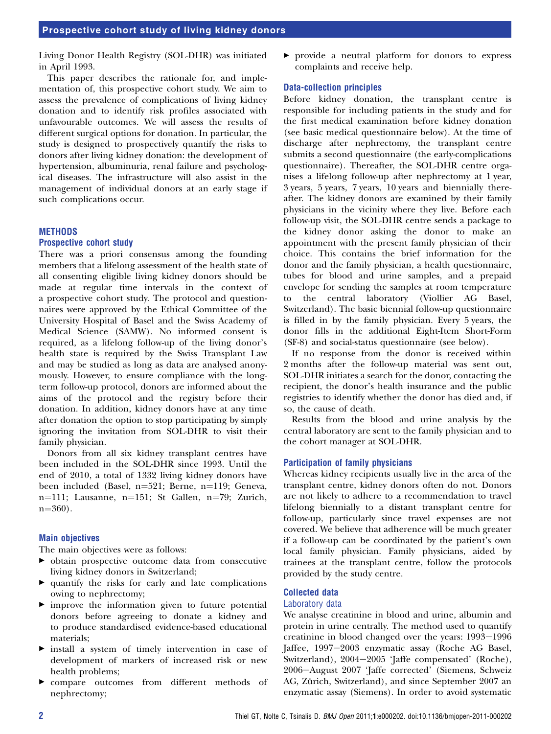Living Donor Health Registry (SOL-DHR) was initiated in April 1993.

This paper describes the rationale for, and implementation of, this prospective cohort study. We aim to assess the prevalence of complications of living kidney donation and to identify risk profiles associated with unfavourable outcomes. We will assess the results of different surgical options for donation. In particular, the study is designed to prospectively quantify the risks to donors after living kidney donation: the development of hypertension, albuminuria, renal failure and psychological diseases. The infrastructure will also assist in the management of individual donors at an early stage if such complications occur.

## METHODS

### Prospective cohort study

There was a priori consensus among the founding members that a lifelong assessment of the health state of all consenting eligible living kidney donors should be made at regular time intervals in the context of a prospective cohort study. The protocol and questionnaires were approved by the Ethical Committee of the University Hospital of Basel and the Swiss Academy of Medical Science (SAMW). No informed consent is required, as a lifelong follow-up of the living donor's health state is required by the Swiss Transplant Law and may be studied as long as data are analysed anonymously. However, to ensure compliance with the long-term follow-up protocol, donors are informed about the aims of the protocol and the registry before their donation. In addition, kidney donors have at any time after donation the option to stop participating by simply ignoring the invitation from SOL-DHR to visit their family physician.

Donors from all six kidney transplant centres have been included in the SOL-DHR since 1993. Until the end of 2010, a total of 1332 living kidney donors have been included (Basel, n=521; Berne, n=119; Geneva, n=111; Lausanne, n=151; St Gallen, n=79; Zurich, n=360).

### Main objectives

The main objectives were as follows:

- obtain prospective outcome data from consecutive living kidney donors in Switzerland;
- quantify the risks for early and late complications owing to nephrectomy;
- improve the information given to future potential donors before agreeing to donate a kidney and to produce standardised evidence-based educational materials;
- install a system of timely intervention in case of development of markers of increased risk or new health problems;
- compare outcomes from different methods of nephrectomy;
- provide a neutral platform for donors to express complaints and receive help.

### Data-collection principles

Before kidney donation, the transplant centre is responsible for including patients in the study and for the first medical examination before kidney donation (see basic medical questionnaire below). At the time of discharge after nephrectomy, the transplant centre submits a second questionnaire (the early-complications questionnaire). Thereafter, the SOL-DHR centre organises a lifelong follow-up after nephrectomy at 1 year, 3 years, 5 years, 7 years, 10 years and biennially thereafter. The kidney donors are examined by their family physicians in the vicinity where they live. Before each follow-up visit, the SOL-DHR centre sends a package to the kidney donor asking the donor to make an appointment with the present family physician of their choice. This contains the brief information for the donor and the family physician, a health questionnaire, tubes for blood and urine samples, and a prepaid envelope for sending the samples at room temperature to the central laboratory (Viollier AG Basel, Switzerland). The basic biennial follow-up questionnaire is filled in by the family physician. Every 5 years, the donor fills in the additional Eight-Item Short-Form (SF-8) and social-status questionnaire (see below).

If no response from the donor is received within 2 months after the follow-up material was sent out, SOL-DHR initiates a search for the donor, contacting the recipient, the donor's health insurance and the public registries to identify whether the donor has died and, if so, the cause of death.

Results from the blood and urine analysis by the central laboratory are sent to the family physician and to the cohort manager at SOL-DHR.

### Participation of family physicians

Whereas kidney recipients usually live in the area of the transplant centre, kidney donors often do not. Donors are not likely to adhere to a recommendation to travel lifelong biennially to a distant transplant centre for follow-up, particularly since travel expenses are not covered. We believe that adherence will be much greater if a follow-up can be coordinated by the patient's own local family physician. Family physicians, aided by trainees at the transplant centre, follow the protocols provided by the study centre.

### Collected data

#### Laboratory data

We analyse creatinine in blood and urine, albumin and protein in urine centrally. The method used to quantify creatinine in blood changed over the years: 1993–1996 Jaffee, 1997–2003 enzymatic assay (Roche AG Basel, Switzerland), 2004–2005 'Jaffe compensated' (Roche), 2006–August 2007 'Jaffe corrected' (Siemens, Schweiz AG, Zürich, Switzerland), and since September 2007 an enzymatic assay (Siemens). In order to avoid systematic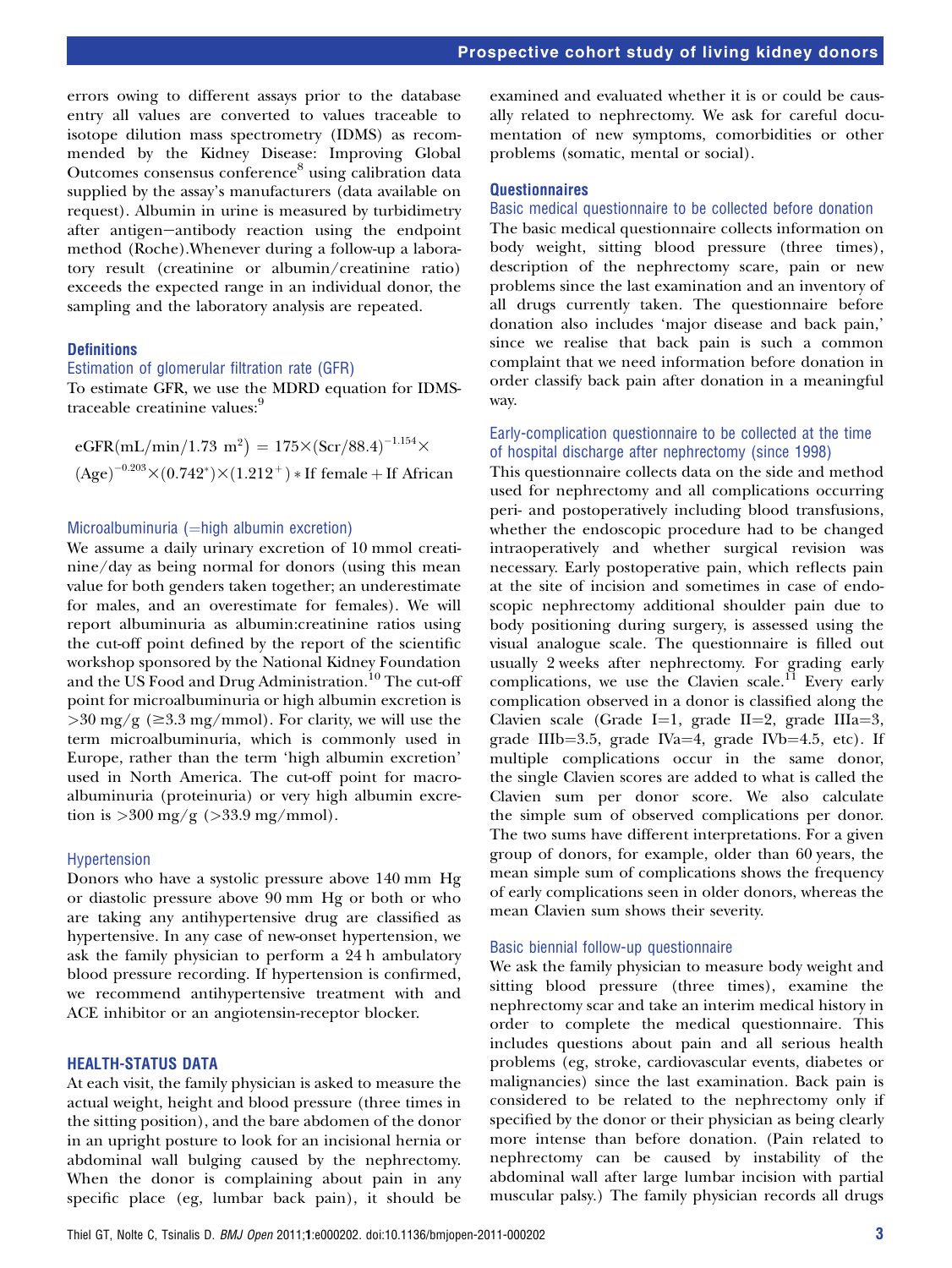errors owing to different assays prior to the database entry all values are converted to values traceable to isotope dilution mass spectrometry (IDMS) as recommended by the Kidney Disease: Improving Global Outcomes consensus conference[8] using calibration data supplied by the assay's manufacturers (data available on request). Albumin in urine is measured by turbidimetry after antigen–antibody reaction using the endpoint method (Roche).Whenever during a follow-up a laboratory result (creatinine or albumin/creatinine ratio) exceeds the expected range in an individual donor, the sampling and the laboratory analysis are repeated.

### Definitions

#### Estimation of glomerular filtration rate (GFR)

To estimate GFR, we use the MDRD equation for IDMS-traceable creatinine values:[9]

$$\mathrm{eGFR}(\mathrm{mL/min/1.73\ m^2}) = 175 \times (\mathrm{Scr}/88.4)^{-1.154} \times (\mathrm{Age})^{-0.203} \times (0.742^{*}) \times (1.212^{+}) * \text{If female} + \text{If African}$$

#### Microalbuminuria (=high albumin excretion)

We assume a daily urinary excretion of 10 mmol creatinine/day as being normal for donors (using this mean value for both genders taken together; an underestimate for males, and an overestimate for females). We will report albuminuria as albumin:creatinine ratios using the cut-off point defined by the report of the scientific workshop sponsored by the National Kidney Foundation and the US Food and Drug Administration.[10] The cut-off point for microalbuminuria or high albumin excretion is >30 mg/g (≥3.3 mg/mmol). For clarity, we will use the term microalbuminuria, which is commonly used in Europe, rather than the term 'high albumin excretion' used in North America. The cut-off point for macroalbuminuria (proteinuria) or very high albumin excretion is >300 mg/g (>33.9 mg/mmol).

#### Hypertension

Donors who have a systolic pressure above 140 mm Hg or diastolic pressure above 90 mm Hg or both or who are taking any antihypertensive drug are classified as hypertensive. In any case of new-onset hypertension, we ask the family physician to perform a 24 h ambulatory blood pressure recording. If hypertension is confirmed, we recommend antihypertensive treatment with and ACE inhibitor or an angiotensin-receptor blocker.

### HEALTH-STATUS DATA

At each visit, the family physician is asked to measure the actual weight, height and blood pressure (three times in the sitting position), and the bare abdomen of the donor in an upright posture to look for an incisional hernia or abdominal wall bulging caused by the nephrectomy. When the donor is complaining about pain in any specific place (eg, lumbar back pain), it should be examined and evaluated whether it is or could be causally related to nephrectomy. We ask for careful documentation of new symptoms, comorbidities or other problems (somatic, mental or social).

### Questionnaires

#### Basic medical questionnaire to be collected before donation

The basic medical questionnaire collects information on body weight, sitting blood pressure (three times), description of the nephrectomy scare, pain or new problems since the last examination and an inventory of all drugs currently taken. The questionnaire before donation also includes 'major disease and back pain,' since we realise that back pain is such a common complaint that we need information before donation in order classify back pain after donation in a meaningful way.

#### Early-complication questionnaire to be collected at the time of hospital discharge after nephrectomy (since 1998)

This questionnaire collects data on the side and method used for nephrectomy and all complications occurring peri- and postoperatively including blood transfusions, whether the endoscopic procedure had to be changed intraoperatively and whether surgical revision was necessary. Early postoperative pain, which reflects pain at the site of incision and sometimes in case of endoscopic nephrectomy additional shoulder pain due to body positioning during surgery, is assessed using the visual analogue scale. The questionnaire is filled out usually 2 weeks after nephrectomy. For grading early complications, we use the Clavien scale.[11] Every early complication observed in a donor is classified along the Clavien scale (Grade I=1, grade II=2, grade IIIa=3, grade IIIb=3.5, grade IVa=4, grade IVb=4.5, etc). If multiple complications occur in the same donor, the single Clavien scores are added to what is called the Clavien sum per donor score. We also calculate the simple sum of observed complications per donor. The two sums have different interpretations. For a given group of donors, for example, older than 60 years, the mean simple sum of complications shows the frequency of early complications seen in older donors, whereas the mean Clavien sum shows their severity.

#### Basic biennial follow-up questionnaire

We ask the family physician to measure body weight and sitting blood pressure (three times), examine the nephrectomy scar and take an interim medical history in order to complete the medical questionnaire. This includes questions about pain and all serious health problems (eg, stroke, cardiovascular events, diabetes or malignancies) since the last examination. Back pain is considered to be related to the nephrectomy only if specified by the donor or their physician as being clearly more intense than before donation. (Pain related to nephrectomy can be caused by instability of the abdominal wall after large lumbar incision with partial muscular palsy.) The family physician records all drugs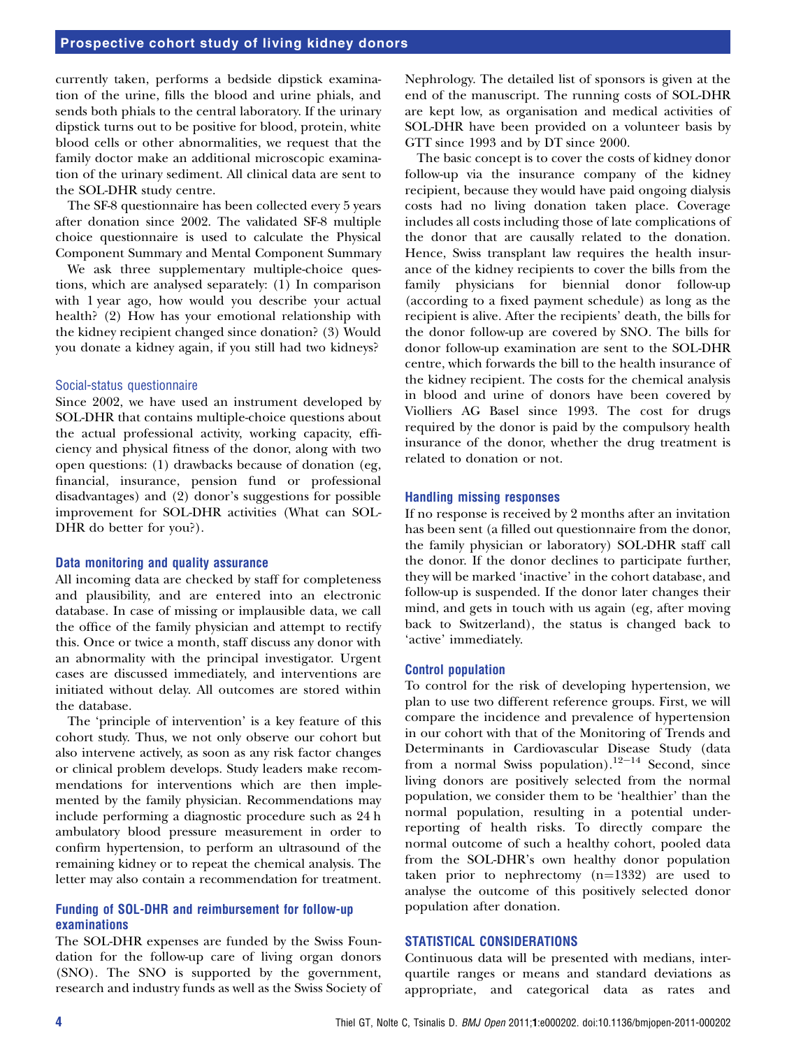currently taken, performs a bedside dipstick examination of the urine, fills the blood and urine phials, and sends both phials to the central laboratory. If the urinary dipstick turns out to be positive for blood, protein, white blood cells or other abnormalities, we request that the family doctor make an additional microscopic examination of the urinary sediment. All clinical data are sent to the SOL-DHR study centre.

The SF-8 questionnaire has been collected every 5 years after donation since 2002. The validated SF-8 multiple choice questionnaire is used to calculate the Physical Component Summary and Mental Component Summary

We ask three supplementary multiple-choice questions, which are analysed separately: (1) In comparison with 1 year ago, how would you describe your actual health? (2) How has your emotional relationship with the kidney recipient changed since donation? (3) Would you donate a kidney again, if you still had two kidneys?

#### Social-status questionnaire

Since 2002, we have used an instrument developed by SOL-DHR that contains multiple-choice questions about the actual professional activity, working capacity, efficiency and physical fitness of the donor, along with two open questions: (1) drawbacks because of donation (eg, financial, insurance, pension fund or professional disadvantages) and (2) donor's suggestions for possible improvement for SOL-DHR activities (What can SOL-DHR do better for you?).

### Data monitoring and quality assurance

All incoming data are checked by staff for completeness and plausibility, and are entered into an electronic database. In case of missing or implausible data, we call the office of the family physician and attempt to rectify this. Once or twice a month, staff discuss any donor with an abnormality with the principal investigator. Urgent cases are discussed immediately, and interventions are initiated without delay. All outcomes are stored within the database.

The 'principle of intervention' is a key feature of this cohort study. Thus, we not only observe our cohort but also intervene actively, as soon as any risk factor changes or clinical problem develops. Study leaders make recommendations for interventions which are then implemented by the family physician. Recommendations may include performing a diagnostic procedure such as 24 h ambulatory blood pressure measurement in order to confirm hypertension, to perform an ultrasound of the remaining kidney or to repeat the chemical analysis. The letter may also contain a recommendation for treatment.

### Funding of SOL-DHR and reimbursement for follow-up examinations

The SOL-DHR expenses are funded by the Swiss Foundation for the follow-up care of living organ donors (SNO). The SNO is supported by the government, research and industry funds as well as the Swiss Society of Nephrology. The detailed list of sponsors is given at the end of the manuscript. The running costs of SOL-DHR are kept low, as organisation and medical activities of SOL-DHR have been provided on a volunteer basis by GTT since 1993 and by DT since 2000.

The basic concept is to cover the costs of kidney donor follow-up via the insurance company of the kidney recipient, because they would have paid ongoing dialysis costs had no living donation taken place. Coverage includes all costs including those of late complications of the donor that are causally related to the donation. Hence, Swiss transplant law requires the health insurance of the kidney recipients to cover the bills from the family physicians for biennial donor follow-up (according to a fixed payment schedule) as long as the recipient is alive. After the recipients' death, the bills for the donor follow-up are covered by SNO. The bills for donor follow-up examination are sent to the SOL-DHR centre, which forwards the bill to the health insurance of the kidney recipient. The costs for the chemical analysis in blood and urine of donors have been covered by Viollier AG Basel since 1993. The cost for drugs required by the donor is paid by the compulsory health insurance of the donor, whether the drug treatment is related to donation or not.

### Handling missing responses

If no response is received by 2 months after an invitation has been sent (a filled out questionnaire from the donor, the family physician or laboratory) SOL-DHR staff call the donor. If the donor declines to participate further, they will be marked 'inactive' in the cohort database, and follow-up is suspended. If the donor later changes their mind, and gets in touch with us again (eg, after moving back to Switzerland), the status is changed back to 'active' immediately.

### Control population

To control for the risk of developing hypertension, we plan to use two different reference groups. First, we will compare the incidence and prevalence of hypertension in our cohort with that of the Monitoring of Trends and Determinants in Cardiovascular Disease Study (data from a normal Swiss population).[12–14] Second, since living donors are positively selected from the normal population, we consider them to be 'healthier' than the normal population, resulting in a potential underreporting of health risks. To directly compare the normal outcome of such a healthy cohort, pooled data from the SOL-DHR's own healthy donor population taken prior to nephrectomy (n=1332) are used to analyse the outcome of this positively selected donor population after donation.

## STATISTICAL CONSIDERATIONS

Continuous data will be presented with medians, interquartile ranges or means and standard deviations as appropriate, and categorical data as rates and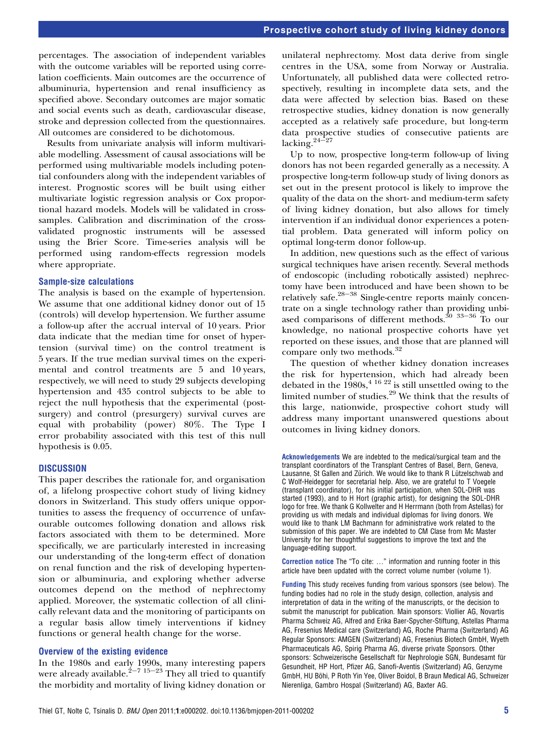percentages. The association of independent variables with the outcome variables will be reported using correlation coefficients. Main outcomes are the occurrence of albuminuria, hypertension and renal insufficiency as specified above. Secondary outcomes are major somatic and social events such as death, cardiovascular disease, stroke and depression collected from the questionnaires. All outcomes are considered to be dichotomous.

Results from univariate analysis will inform multivariable modelling. Assessment of causal associations will be performed using multivariable models including potential confounders along with the independent variables of interest. Prognostic scores will be built using either multivariate logistic regression analysis or Cox proportional hazard models. Models will be validated in cross-samples. Calibration and discrimination of the cross-validated prognostic instruments will be assessed using the Brier Score. Time-series analysis will be performed using random-effects regression models where appropriate.

### Sample-size calculations

The analysis is based on the example of hypertension. We assume that one additional kidney donor out of 15 (controls) will develop hypertension. We further assume a follow-up after the accrual interval of 10 years. Prior data indicate that the median time for onset of hypertension (survival time) on the control treatment is 5 years. If the true median survival times on the experimental and control treatments are 5 and 10 years, respectively, we will need to study 29 subjects developing hypertension and 435 control subjects to be able to reject the null hypothesis that the experimental (post-surgery) and control (presurgery) survival curves are equal with probability (power) 80%. The Type I error probability associated with this test of this null hypothesis is 0.05.

## DISCUSSION

This paper describes the rationale for, and organisation of, a lifelong prospective cohort study of living kidney donors in Switzerland. This study offers unique opportunities to assess the frequency of occurrence of unfavourable outcomes following donation and allows risk factors associated with them to be determined. More specifically, we are particularly interested in increasing our understanding of the long-term effect of donation on renal function and the risk of developing hypertension or albuminuria, and exploring whether adverse outcomes depend on the method of nephrectomy applied. Moreover, the systematic collection of all clinically relevant data and the monitoring of participants on a regular basis allow timely interventions if kidney functions or general health change for the worse.

### Overview of the existing evidence

In the 1980s and early 1990s, many interesting papers were already available.[2–7 15–23] They all tried to quantify the morbidity and mortality of living kidney donation or unilateral nephrectomy. Most data derive from single centres in the USA, some from Norway or Australia. Unfortunately, all published data were collected retrospectively, resulting in incomplete data sets, and the data were affected by selection bias. Based on these retrospective studies, kidney donation is now generally accepted as a relatively safe procedure, but long-term data prospective studies of consecutive patients are lacking.[24–27]

Up to now, prospective long-term follow-up of living donors has not been regarded generally as a necessity. A prospective long-term follow-up study of living donors as set out in the present protocol is likely to improve the quality of the data on the short- and medium-term safety of living kidney donation, but also allows for timely intervention if an individual donor experiences a potential problem. Data generated will inform policy on optimal long-term donor follow-up.

In addition, new questions such as the effect of various surgical techniques have arisen recently. Several methods of endoscopic (including robotically assisted) nephrectomy have been introduced and have been shown to be relatively safe.[28–38] Single-centre reports mainly concentrate on a single technology rather than providing unbiased comparisons of different methods.[30 33–36] To our knowledge, no national prospective cohorts have yet reported on these issues, and those that are planned will compare only two methods.[32]

The question of whether kidney donation increases the risk for hypertension, which had already been debated in the 1980s,[4 16 22] is still unsettled owing to the limited number of studies.[29] We think that the results of this large, nationwide, prospective cohort study will address many important unanswered questions about outcomes in living kidney donors.

**Acknowledgements** We are indebted to the medical/surgical team and the transplant coordinators of the Transplant Centres of Basel, Bern, Geneva, Lausanne, St Gallen and Zürich. We would like to thank R Lützelschwab and C Wolf-Heidegger for secretarial help. Also, we are grateful to T Voegele (transplant coordinator), for his initial participation, when SOL-DHR was started (1993), and to H Hort (graphic artist), for designing the SOL-DHR logo for free. We thank G Kollwelter and H Herrmann (both from Astellas) for providing us with medals and individual diplomas for living donors. We would like to thank LM Bachmann for administrative work related to the submission of this paper. We are indebted to CM Clase from Mc Master University for her thoughtful suggestions to improve the text and the language-editing support.

**Correction notice** The "To cite: …" information and running footer in this article have been updated with the correct volume number (volume 1).

**Funding** This study receives funding from various sponsors (see below). The funding bodies had no role in the study design, collection, analysis and interpretation of data in the writing of the manuscripts, or the decision to submit the manuscript for publication. Main sponsors: Viollier AG, Novartis Pharma Schweiz AG, Alfred and Erika Baer-Spycher-Stiftung, Astellas Pharma AG, Fresenius Medical care (Switzerland) AG, Roche Pharma (Switzerland) AG Regular Sponsors: AMGEN (Switzerland) AG, Fresenius Biotech GmbH, Wyeth Pharmaceuticals AG, Spirig Pharma AG, diverse private Sponsors. Other sponsors: Schweizerische Gesellschaft für Nephrologie SGN, Bundesamt für Gesundheit, HP Hort, Pfizer AG, Sanofi-Aventis (Switzerland) AG, Genzyme GmbH, HU Böhi, P Roth Yin Yee, Oliver Boidol, B Braun Medical AG, Schweizer Nierenliga, Gambro Hospal (Switzerland) AG, Baxter AG.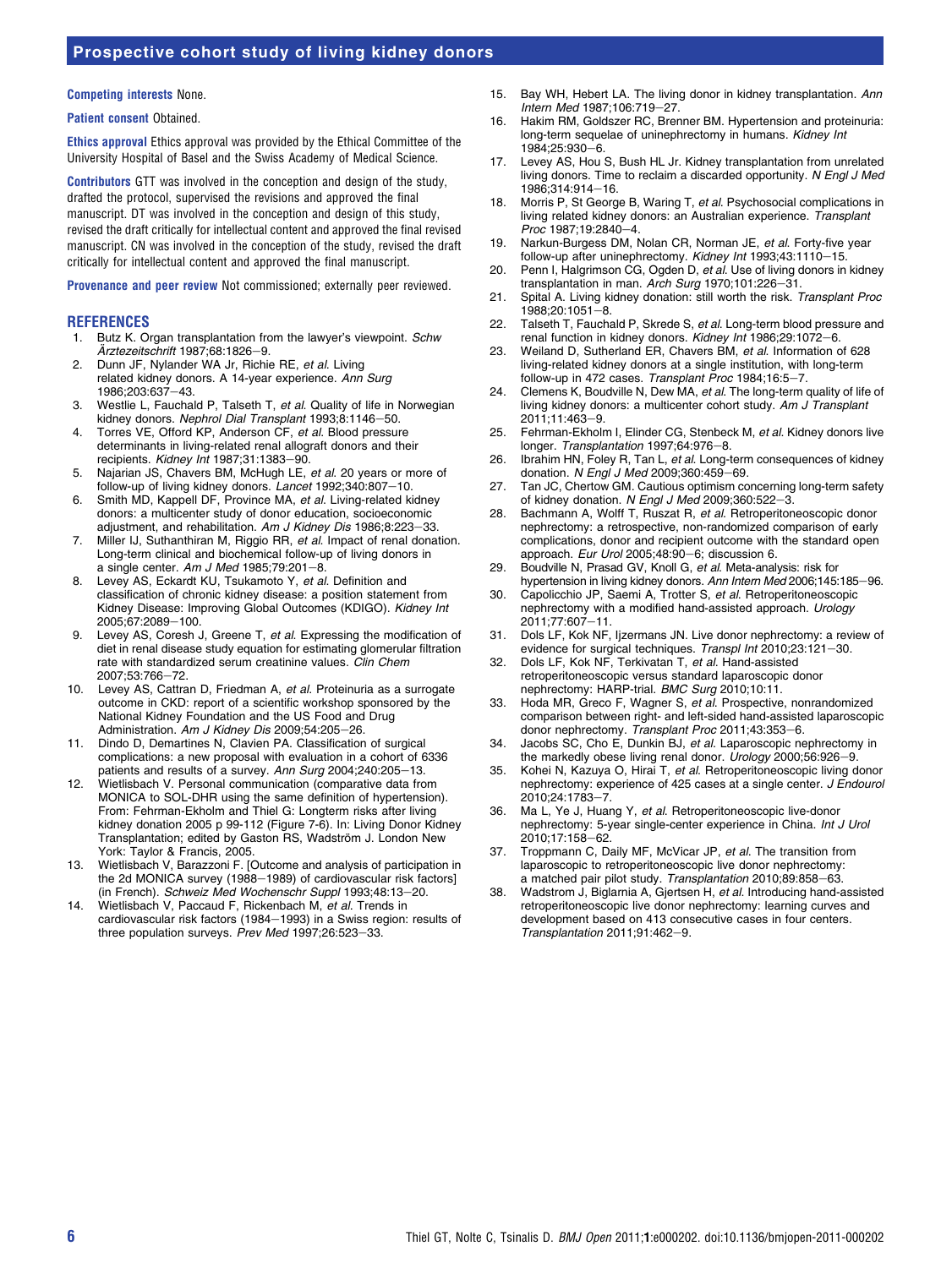**Competing interests** None.

**Patient consent** Obtained.

**Ethics approval** Ethics approval was provided by the Ethical Committee of the University Hospital of Basel and the Swiss Academy of Medical Science.

**Contributors** GTT was involved in the conception and design of the study, drafted the protocol, supervised the revisions and approved the final manuscript. DT was involved in the conception and design of this study, revised the draft critically for intellectual content and approved the final revised manuscript. CN was involved in the conception of the study, revised the draft critically for intellectual content and approved the final manuscript.

**Provenance and peer review** Not commissioned; externally peer reviewed.

## REFERENCES

1. Butz K. Organ transplantation from the lawyer's viewpoint. *Schw Ärztezeitschrift* 1987;68:1826–9.
2. Dunn JF, Nylander WA Jr, Richie RE, *et al*. Living related kidney donors. A 14-year experience. *Ann Surg* 1986;203:637–43.
3. Westlie L, Fauchald P, Talseth T, *et al*. Quality of life in Norwegian kidney donors. *Nephrol Dial Transplant* 1993;8:1146–50.
4. Torres VE, Offord KP, Anderson CF, *et al*. Blood pressure determinants in living-related renal allograft donors and their recipients. *Kidney Int* 1987;31:1383–90.
5. Najarian JS, Chavers BM, McHugh LE, *et al*. 20 years or more of follow-up of living kidney donors. *Lancet* 1992;340:807–10.
6. Smith MD, Kappell DF, Province MA, *et al*. Living-related kidney donors: a multicenter study of donor education, socioeconomic adjustment, and rehabilitation. *Am J Kidney Dis* 1986;8:223–33.
7. Miller IJ, Suthanthiran M, Riggio RR, *et al*. Impact of renal donation. Long-term clinical and biochemical follow-up of living donors in a single center. *Am J Med* 1985;79:201–8.
8. Levey AS, Eckardt KU, Tsukamoto Y, *et al*. Definition and classification of chronic kidney disease: a position statement from Kidney Disease: Improving Global Outcomes (KDIGO). *Kidney Int* 2005;67:2089–100.
9. Levey AS, Coresh J, Greene T, *et al*. Expressing the modification of diet in renal disease study equation for estimating glomerular filtration rate with standardized serum creatinine values. *Clin Chem* 2007;53:766–72.
10. Levey AS, Cattran D, Friedman A, *et al*. Proteinuria as a surrogate outcome in CKD: report of a scientific workshop sponsored by the National Kidney Foundation and the US Food and Drug Administration. *Am J Kidney Dis* 2009;54:205–26.
11. Dindo D, Demartines N, Clavien PA. Classification of surgical complications: a new proposal with evaluation in a cohort of 6336 patients and results of a survey. *Ann Surg* 2004;240:205–13.
12. Wietlisbach V. Personal communication (comparative data from MONICA to SOL-DHR using the same definition of hypertension). From: Fehrman-Ekholm and Thiel G: Longterm risks after living kidney donation 2005 p 99-112 (Figure 7-6). In: Living Donor Kidney Transplantation; edited by Gaston RS, Wadström J. London New York: Taylor & Francis, 2005.
13. Wietlisbach V, Barazzoni F. [Outcome and analysis of participation in the 2d MONICA survey (1988–1989) of cardiovascular risk factors] (in French). *Schweiz Med Wochenschr Suppl* 1993;48:13–20.
14. Wietlisbach V, Paccaud F, Rickenbach M, *et al*. Trends in cardiovascular risk factors (1984–1993) in a Swiss region: results of three population surveys. *Prev Med* 1997;26:523–33.
15. Bay WH, Hebert LA. The living donor in kidney transplantation. *Ann Intern Med* 1987;106:719–27.
16. Hakim RM, Goldszer RC, Brenner BM. Hypertension and proteinuria: long-term sequelae of uninephrectomy in humans. *Kidney Int* 1984;25:930–6.
17. Levey AS, Hou S, Bush HL Jr. Kidney transplantation from unrelated living donors. Time to reclaim a discarded opportunity. *N Engl J Med* 1986;314:914–16.
18. Morris P, St George B, Waring T, *et al*. Psychosocial complications in living related kidney donors: an Australian experience. *Transplant Proc* 1987;19:2840–4.
19. Narkun-Burgess DM, Nolan CR, Norman JE, *et al*. Forty-five year follow-up after uninephrectomy. *Kidney Int* 1993;43:1110–15.
20. Penn I, Halgrimson CG, Ogden D, *et al*. Use of living donors in kidney transplantation in man. *Arch Surg* 1970;101:226–31.
21. Spital A. Living kidney donation: still worth the risk. *Transplant Proc* 1988;20:1051–8.
22. Talseth T, Fauchald P, Skrede S, *et al*. Long-term blood pressure and renal function in kidney donors. *Kidney Int* 1986;29:1072–6.
23. Weiland D, Sutherland ER, Chavers BM, *et al*. Information of 628 living-related kidney donors at a single institution, with long-term follow-up in 472 cases. *Transplant Proc* 1984;16:5–7.
24. Clemens K, Boudville N, Dew MA, *et al*. The long-term quality of life of living kidney donors: a multicenter cohort study. *Am J Transplant* 2011;11:463–9.
25. Fehrman-Ekholm I, Elinder CG, Stenbeck M, *et al*. Kidney donors live longer. *Transplantation* 1997;64:976–8.
26. Ibrahim HN, Foley R, Tan L, *et al*. Long-term consequences of kidney donation. *N Engl J Med* 2009;360:459–69.
27. Tan JC, Chertow GM. Cautious optimism concerning long-term safety of kidney donation. *N Engl J Med* 2009;360:522–3.
28. Bachmann A, Wolff T, Ruszat R, *et al*. Retroperitoneoscopic donor nephrectomy: a retrospective, non-randomized comparison of early complications, donor and recipient outcome with the standard open approach. *Eur Urol* 2005;48:90–6; discussion 6.
29. Boudville N, Prasad GV, Knoll G, *et al*. Meta-analysis: risk for hypertension in living kidney donors. *Ann Intern Med* 2006;145:185–96.
30. Capolicchio JP, Saemi A, Trotter S, *et al*. Retroperitoneoscopic nephrectomy with a modified hand-assisted approach. *Urology* 2011;77:607–11.
31. Dols LF, Kok NF, Ijzermans JN. Live donor nephrectomy: a review of evidence for surgical techniques. *Transpl Int* 2010;23:121–30.
32. Dols LF, Kok NF, Terkivatan T, *et al*. Hand-assisted retroperitoneoscopic versus standard laparoscopic donor nephrectomy: HARP-trial. *BMC Surg* 2010;10:11.
33. Hoda MR, Greco F, Wagner S, *et al*. Prospective, nonrandomized comparison between right- and left-sided hand-assisted laparoscopic donor nephrectomy. *Transplant Proc* 2011;43:353–6.
34. Jacobs SC, Cho E, Dunkin BJ, *et al*. Laparoscopic nephrectomy in the markedly obese living renal donor. *Urology* 2000;56:926–9.
35. Kohei N, Kazuya O, Hirai T, *et al*. Retroperitoneoscopic living donor nephrectomy: experience of 425 cases at a single center. *J Endourol* 2010;24:1783–7.
36. Ma L, Ye J, Huang Y, *et al*. Retroperitoneoscopic live-donor nephrectomy: 5-year single-center experience in China. *Int J Urol* 2010;17:158–62.
37. Troppmann C, Daily MF, McVicar JP, *et al*. The transition from laparoscopic to retroperitoneoscopic live donor nephrectomy: a matched pair pilot study. *Transplantation* 2010;89:858–63.
38. Wadstrom J, Biglarnia A, Gjertsen H, *et al*. Introducing hand-assisted retroperitoneoscopic live donor nephrectomy: learning curves and development based on 413 consecutive cases in four centers. *Transplantation* 2011;91:462–9.